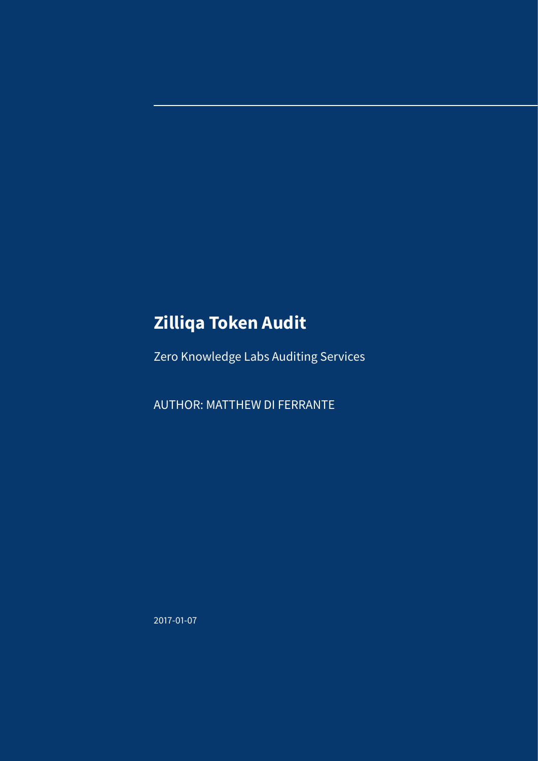# Zilliqa Token Audit

Zero Knowledge Labs Auditing Services

AUTHOR: MATTHEW DI FERRANTE

2017-01-07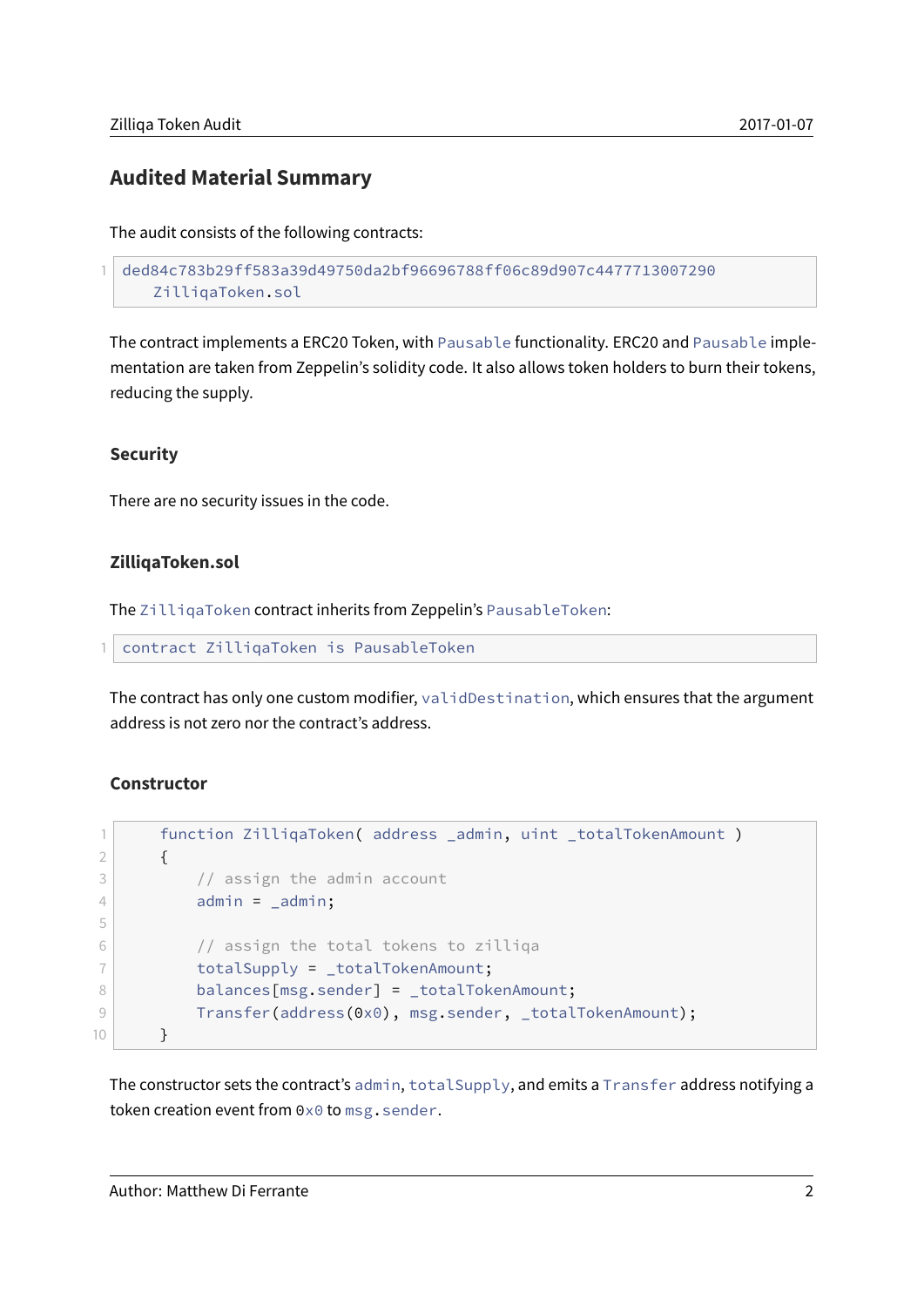## Audited Material Summary

The audit consists of the following contracts:

```
ded84c783b29ff583a39d49750da2bf96696788ff06c89d907c4477713007290
    ZilliqaToken.sol
```

The contract implements a ERC20 Token, with `Pausable` functionality. ERC20 and `Pausable` implementation are taken from Zeppelin's solidity code. It also allows token holders to burn their tokens, reducing the supply.

### Security

There are no security issues in the code.

### ZilliqaToken.sol

The `ZilliqaToken` contract inherits from Zeppelin's `PausableToken`:

```
contract ZilliqaToken is PausableToken
```

The contract has only one custom modifier, `validDestination`, which ensures that the argument address is not zero nor the contract's address.

### Constructor

```
    function ZilliqaToken( address _admin, uint _totalTokenAmount )
    {
        // assign the admin account
        admin = _admin;

        // assign the total tokens to zilliqa
        totalSupply = _totalTokenAmount;
        balances[msg.sender] = _totalTokenAmount;
        Transfer(address(0x0), msg.sender, _totalTokenAmount);
    }
```

The constructor sets the contract's `admin`, `totalSupply`, and emits a `Transfer` address notifying a token creation event from `0x0` to `msg.sender`.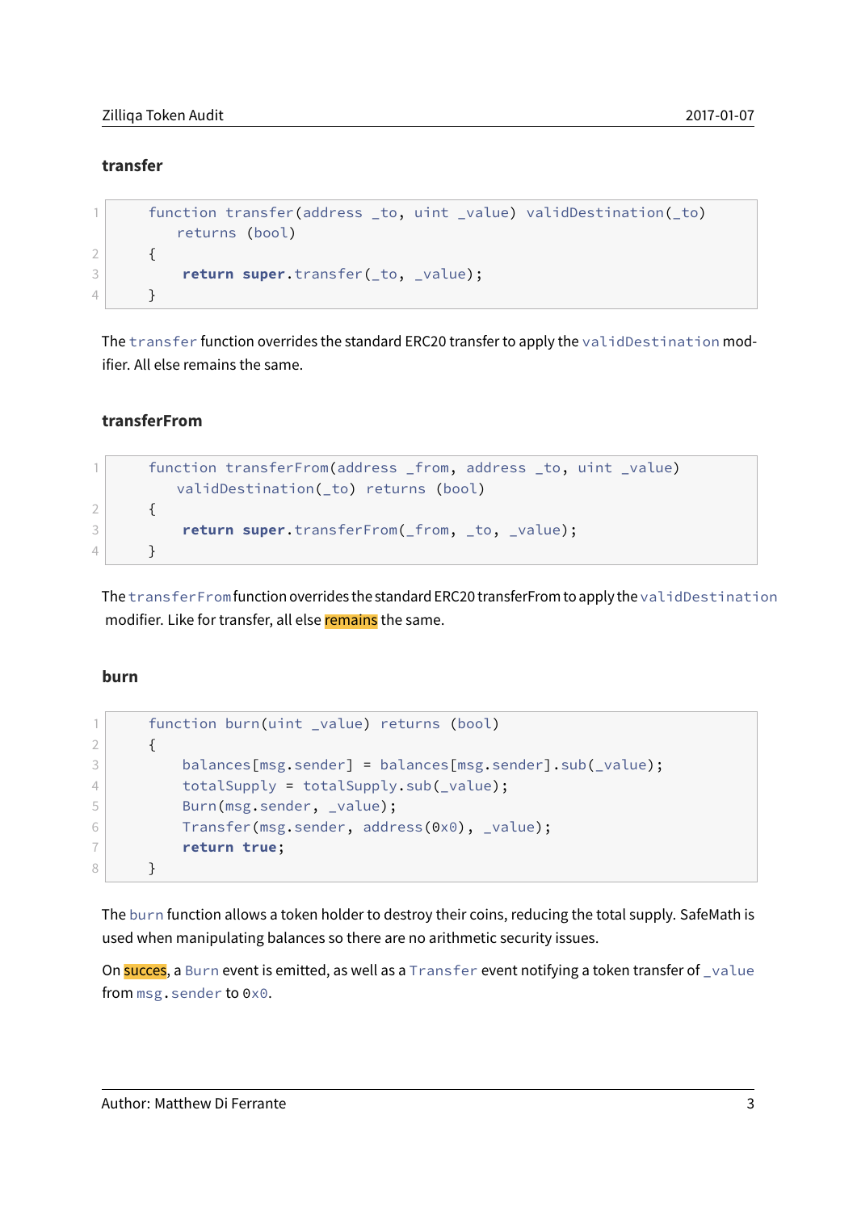### transfer

```
function transfer(address _to, uint _value) validDestination(_to)
    returns (bool)
{
    return super.transfer(_to, _value);
}
```

The `transfer` function overrides the standard ERC20 transfer to apply the `validDestination` modifier. All else remains the same.

### transferFrom

```
function transferFrom(address _from, address _to, uint _value)
    validDestination(_to) returns (bool)
{
    return super.transferFrom(_from, _to, _value);
}
```

The `transferFrom` function overrides the standard ERC20 transferFrom to apply the `validDestination` modifier. Like for transfer, all else remains the same.

### burn

```
function burn(uint _value) returns (bool)
{
    balances[msg.sender] = balances[msg.sender].sub(_value);
    totalSupply = totalSupply.sub(_value);
    Burn(msg.sender, _value);
    Transfer(msg.sender, address(0x0), _value);
    return true;
}
```

The `burn` function allows a token holder to destroy their coins, reducing the total supply. SafeMath is used when manipulating balances so there are no arithmetic security issues.

On succes, a `Burn` event is emitted, as well as a `Transfer` event notifying a token transfer of `_value` from `msg.sender` to `0x0`.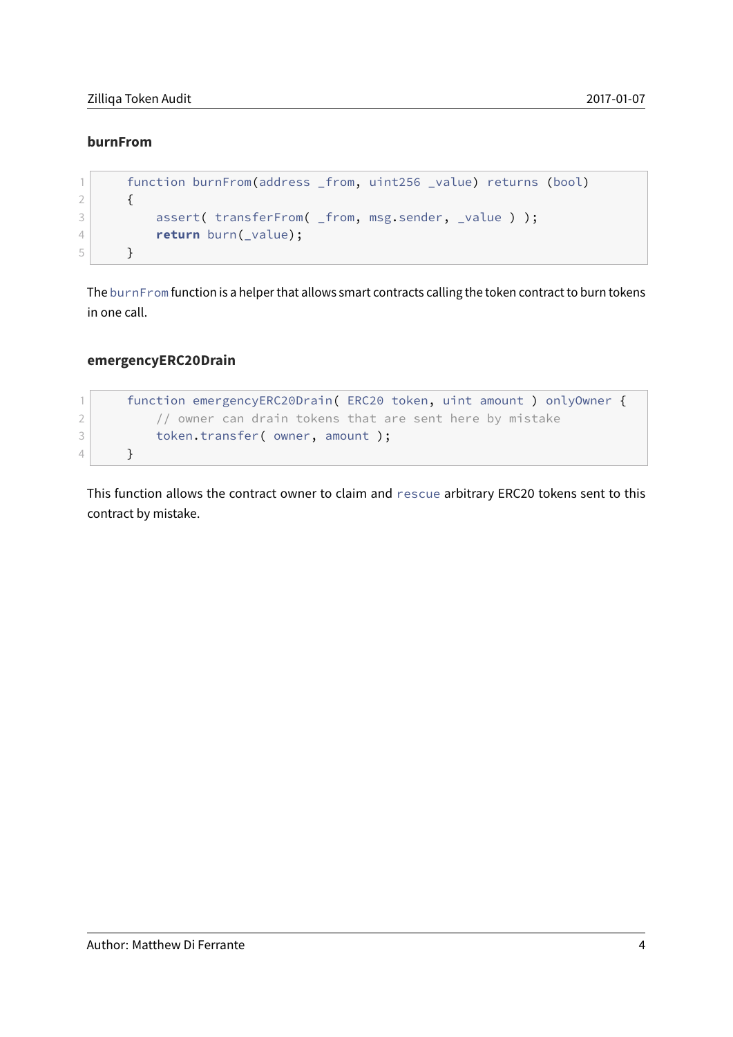### burnFrom

```
    function burnFrom(address _from, uint256 _value) returns (bool)
    {
        assert( transferFrom( _from, msg.sender, _value ) );
        return burn(_value);
    }
```

The `burnFrom` function is a helper that allows smart contracts calling the token contract to burn tokens in one call.

### emergencyERC20Drain

```
    function emergencyERC20Drain( ERC20 token, uint amount ) onlyOwner {
        // owner can drain tokens that are sent here by mistake
        token.transfer( owner, amount );
    }
```

This function allows the contract owner to claim and `rescue` arbitrary ERC20 tokens sent to this contract by mistake.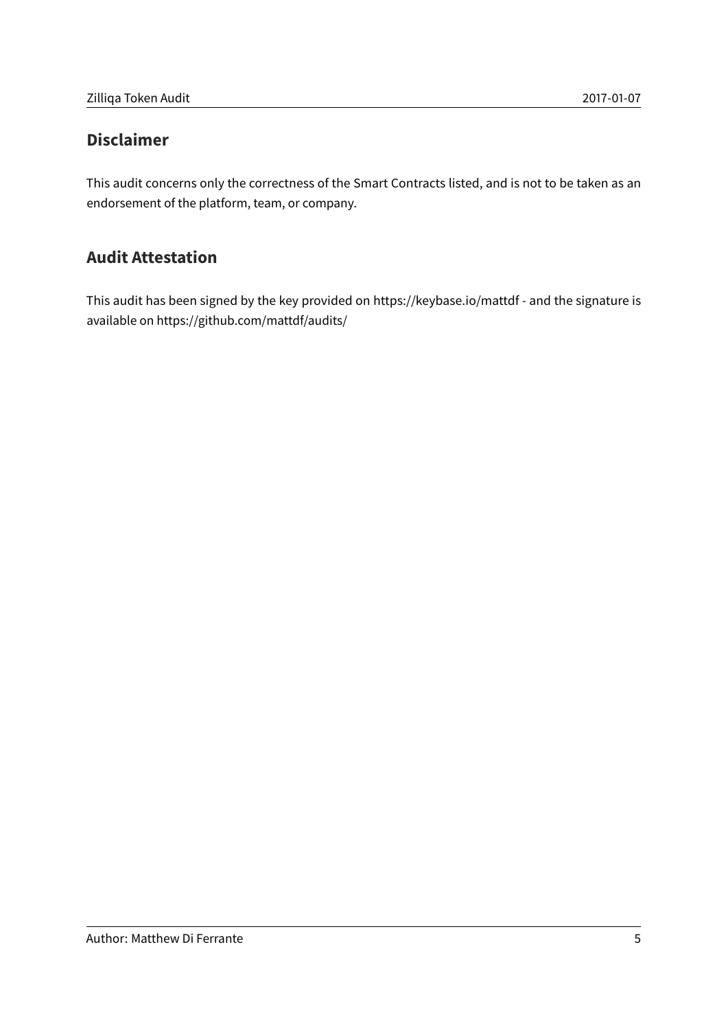## Disclaimer

This audit concerns only the correctness of the Smart Contracts listed, and is not to be taken as an endorsement of the platform, team, or company.

## Audit Attestation

This audit has been signed by the key provided on https://keybase.io/mattdf - and the signature is available on https://github.com/mattdf/audits/